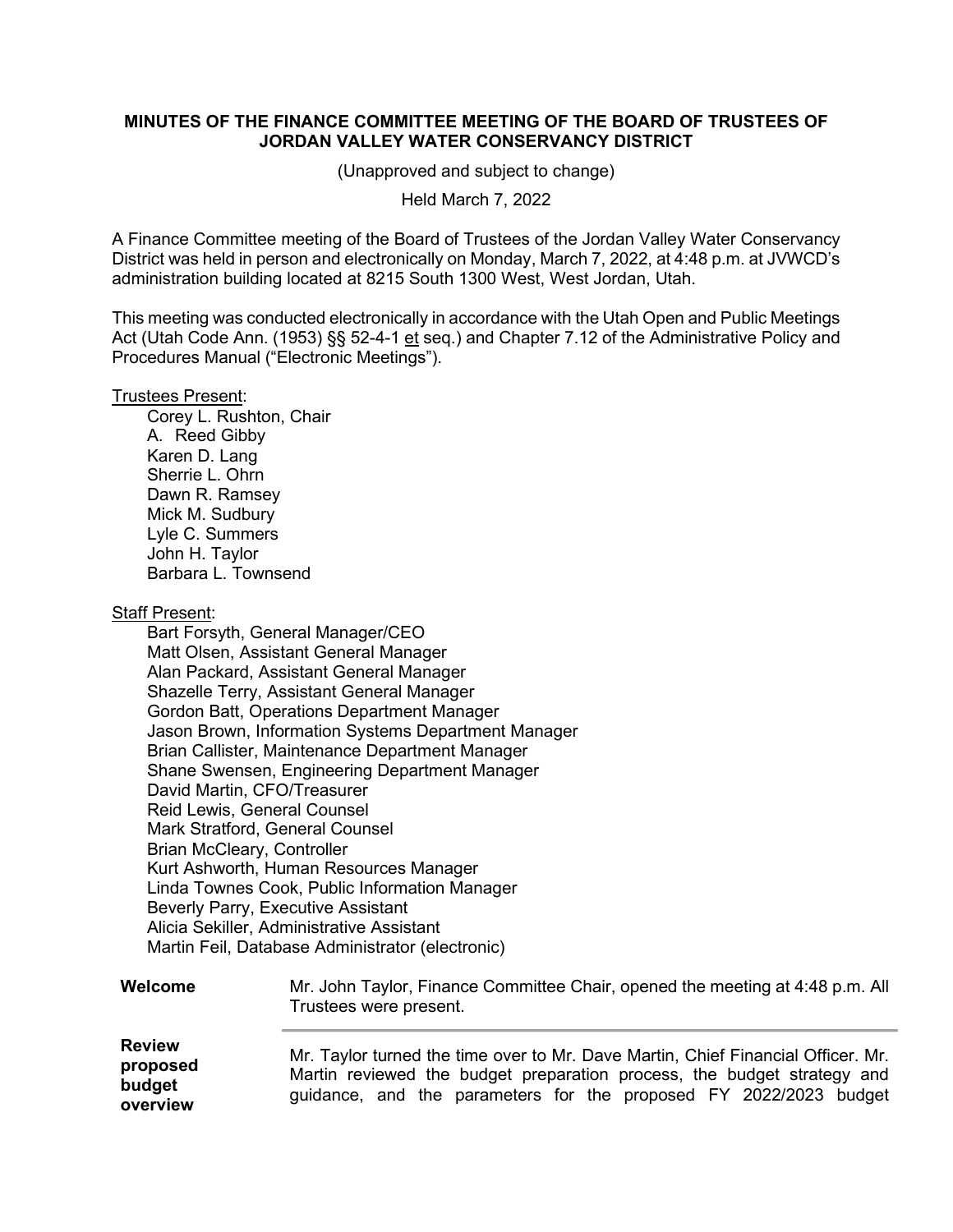**MINUTES OF THE FINANCE COMMITTEE MEETING OF THE BOARD OF TRUSTEES OF JORDAN VALLEY WATER CONSERVANCY DISTRICT**

(Unapproved and subject to change)

Held March 7, 2022

A Finance Committee meeting of the Board of Trustees of the Jordan Valley Water Conservancy District was held in person and electronically on Monday, March 7, 2022, at 4:48 p.m. at JVWCD's administration building located at 8215 South 1300 West, West Jordan, Utah.

This meeting was conducted electronically in accordance with the Utah Open and Public Meetings Act (Utah Code Ann. (1953) §§ 52-4-1 et seq.) and Chapter 7.12 of the Administrative Policy and Procedures Manual ("Electronic Meetings").

Trustees Present:

- Corey L. Rushton, Chair
- A. Reed Gibby
- Karen D. Lang
- Sherrie L. Ohrn
- Dawn R. Ramsey
- Mick M. Sudbury
- Lyle C. Summers
- John H. Taylor
- Barbara L. Townsend

Staff Present:

- Bart Forsyth, General Manager/CEO
- Matt Olsen, Assistant General Manager
- Alan Packard, Assistant General Manager
- Shazelle Terry, Assistant General Manager
- Gordon Batt, Operations Department Manager
- Jason Brown, Information Systems Department Manager
- Brian Callister, Maintenance Department Manager
- Shane Swensen, Engineering Department Manager
- David Martin, CFO/Treasurer
- Reid Lewis, General Counsel
- Mark Stratford, General Counsel
- Brian McCleary, Controller
- Kurt Ashworth, Human Resources Manager
- Linda Townes Cook, Public Information Manager
- Beverly Parry, Executive Assistant
- Alicia Sekiller, Administrative Assistant
- Martin Feil, Database Administrator (electronic)

**Welcome**

Mr. John Taylor, Finance Committee Chair, opened the meeting at 4:48 p.m. All Trustees were present.

**Review proposed budget overview**

Mr. Taylor turned the time over to Mr. Dave Martin, Chief Financial Officer. Mr. Martin reviewed the budget preparation process, the budget strategy and guidance, and the parameters for the proposed FY 2022/2023 budget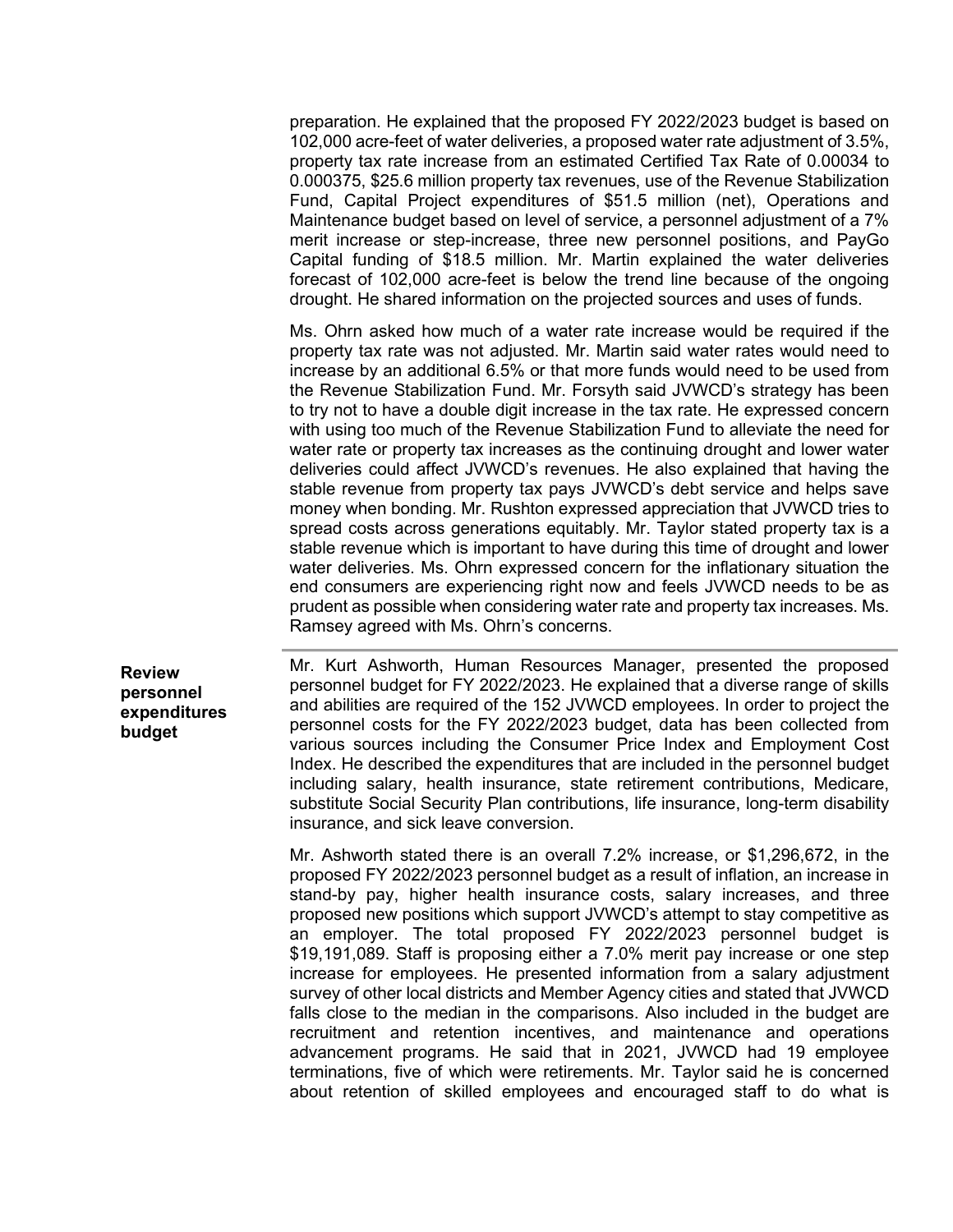preparation. He explained that the proposed FY 2022/2023 budget is based on 102,000 acre-feet of water deliveries, a proposed water rate adjustment of 3.5%, property tax rate increase from an estimated Certified Tax Rate of 0.00034 to 0.000375, $25.6 million property tax revenues, use of the Revenue Stabilization Fund, Capital Project expenditures of $51.5 million (net), Operations and Maintenance budget based on level of service, a personnel adjustment of a 7% merit increase or step-increase, three new personnel positions, and PayGo Capital funding of $18.5 million. Mr. Martin explained the water deliveries forecast of 102,000 acre-feet is below the trend line because of the ongoing drought. He shared information on the projected sources and uses of funds.

Ms. Ohrn asked how much of a water rate increase would be required if the property tax rate was not adjusted. Mr. Martin said water rates would need to increase by an additional 6.5% or that more funds would need to be used from the Revenue Stabilization Fund. Mr. Forsyth said JVWCD's strategy has been to try not to have a double digit increase in the tax rate. He expressed concern with using too much of the Revenue Stabilization Fund to alleviate the need for water rate or property tax increases as the continuing drought and lower water deliveries could affect JVWCD's revenues. He also explained that having the stable revenue from property tax pays JVWCD's debt service and helps save money when bonding. Mr. Rushton expressed appreciation that JVWCD tries to spread costs across generations equitably. Mr. Taylor stated property tax is a stable revenue which is important to have during this time of drought and lower water deliveries. Ms. Ohrn expressed concern for the inflationary situation the end consumers are experiencing right now and feels JVWCD needs to be as prudent as possible when considering water rate and property tax increases. Ms. Ramsey agreed with Ms. Ohrn's concerns.

---

**Review personnel expenditures budget**

Mr. Kurt Ashworth, Human Resources Manager, presented the proposed personnel budget for FY 2022/2023. He explained that a diverse range of skills and abilities are required of the 152 JVWCD employees. In order to project the personnel costs for the FY 2022/2023 budget, data has been collected from various sources including the Consumer Price Index and Employment Cost Index. He described the expenditures that are included in the personnel budget including salary, health insurance, state retirement contributions, Medicare, substitute Social Security Plan contributions, life insurance, long-term disability insurance, and sick leave conversion.

Mr. Ashworth stated there is an overall 7.2% increase, or $1,296,672, in the proposed FY 2022/2023 personnel budget as a result of inflation, an increase in stand-by pay, higher health insurance costs, salary increases, and three proposed new positions which support JVWCD's attempt to stay competitive as an employer. The total proposed FY 2022/2023 personnel budget is $19,191,089. Staff is proposing either a 7.0% merit pay increase or one step increase for employees. He presented information from a salary adjustment survey of other local districts and Member Agency cities and stated that JVWCD falls close to the median in the comparisons. Also included in the budget are recruitment and retention incentives, and maintenance and operations advancement programs. He said that in 2021, JVWCD had 19 employee terminations, five of which were retirements. Mr. Taylor said he is concerned about retention of skilled employees and encouraged staff to do what is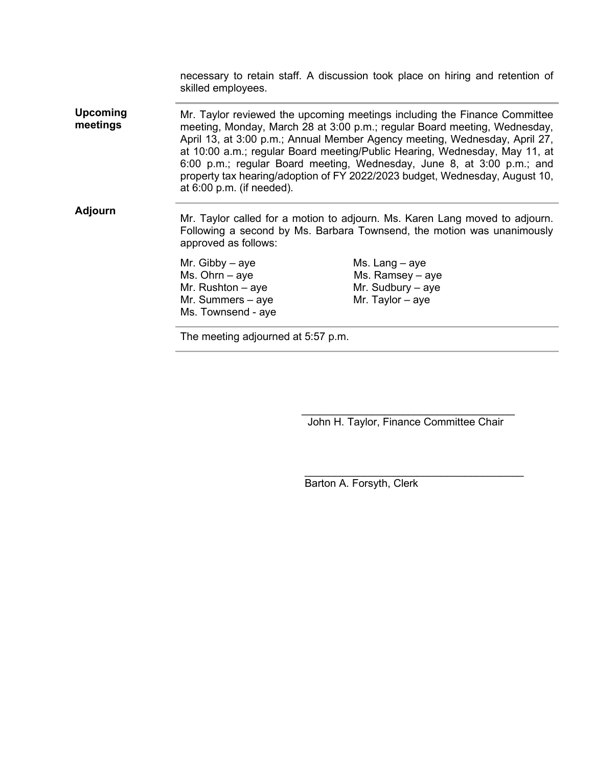necessary to retain staff. A discussion took place on hiring and retention of skilled employees.

**Upcoming meetings**

Mr. Taylor reviewed the upcoming meetings including the Finance Committee meeting, Monday, March 28 at 3:00 p.m.; regular Board meeting, Wednesday, April 13, at 3:00 p.m.; Annual Member Agency meeting, Wednesday, April 27, at 10:00 a.m.; regular Board meeting/Public Hearing, Wednesday, May 11, at 6:00 p.m.; regular Board meeting, Wednesday, June 8, at 3:00 p.m.; and property tax hearing/adoption of FY 2022/2023 budget, Wednesday, August 10, at 6:00 p.m. (if needed).

**Adjourn**

Mr. Taylor called for a motion to adjourn. Ms. Karen Lang moved to adjourn. Following a second by Ms. Barbara Townsend, the motion was unanimously approved as follows:

| | |
|---|---|
| Mr. Gibby – aye | Ms. Lang – aye |
| Ms. Ohrn – aye | Ms. Ramsey – aye |
| Mr. Rushton – aye | Mr. Sudbury – aye |
| Mr. Summers – aye | Mr. Taylor – aye |
| Ms. Townsend - aye | |

The meeting adjourned at 5:57 p.m.

\_\_\_\_\_\_\_\_\_\_\_\_\_\_\_\_\_\_\_\_\_\_\_\_\_\_\_\_\_\_\_\_\_\_\_\_
John H. Taylor, Finance Committee Chair

\_\_\_\_\_\_\_\_\_\_\_\_\_\_\_\_\_\_\_\_\_\_\_\_\_\_\_\_\_\_\_\_\_\_\_\_
Barton A. Forsyth, Clerk